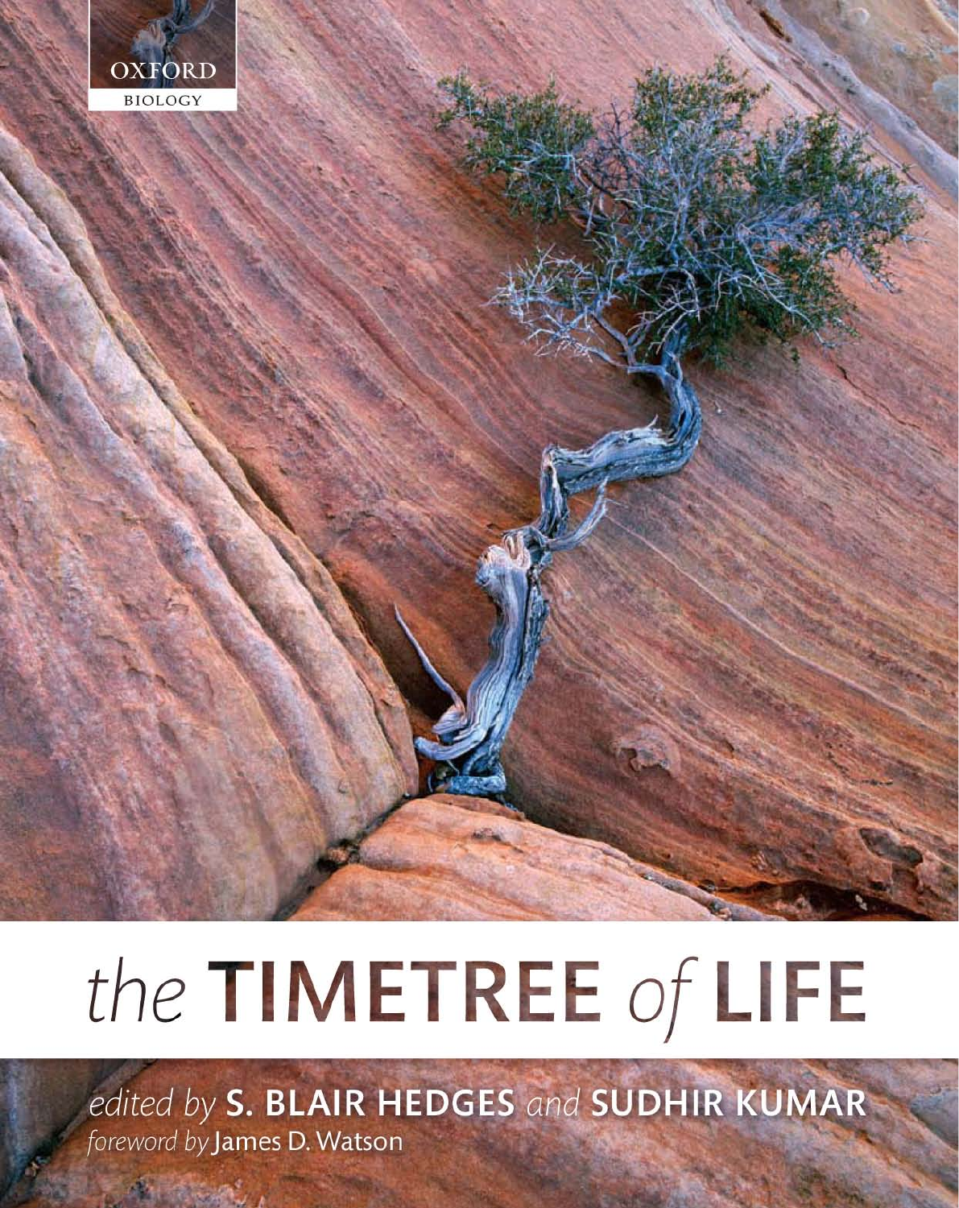OXFORD

BIOLOGY

# the TIMETREE of LIFE

*edited by* **S. BLAIR HEDGES** *and* **SUDHIR KUMAR**

*foreword by* James D. Watson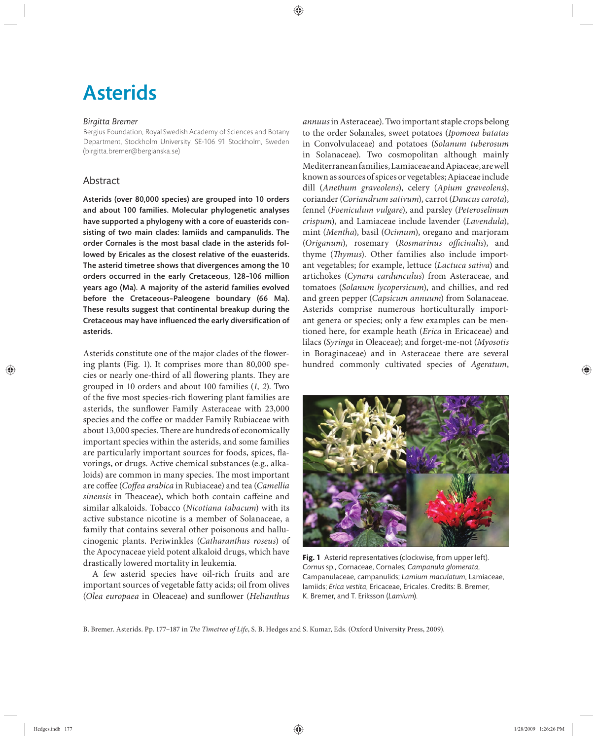# Asterids

*Birgitta Bremer*

Bergius Foundation, Royal Swedish Academy of Sciences and Botany Department, Stockholm University, SE-106 91 Stockholm, Sweden (birgitta.bremer@bergianska.se)

## Abstract

**Asterids (over 80,000 species) are grouped into 10 orders and about 100 families. Molecular phylogenetic analyses have supported a phylogeny with a core of euasterids consisting of two main clades: lamiids and campanulids. The order Cornales is the most basal clade in the asterids followed by Ericales as the closest relative of the euasterids. The asterid timetree shows that divergences among the 10 orders occurred in the early Cretaceous, 128–106 million years ago (Ma). A majority of the asterid families evolved before the Cretaceous–Paleogene boundary (66 Ma). These results suggest that continental breakup during the Cretaceous may have influenced the early diversification of asterids.**

Asterids constitute one of the major clades of the flowering plants (Fig. 1). It comprises more than 80,000 species or nearly one-third of all flowering plants. They are grouped in 10 orders and about 100 families (*1, 2*). Two of the five most species-rich flowering plant families are asterids, the sunflower Family Asteraceae with 23,000 species and the coffee or madder Family Rubiaceae with about 13,000 species. There are hundreds of economically important species within the asterids, and some families are particularly important sources for foods, spices, flavorings, or drugs. Active chemical substances (e.g., alkaloids) are common in many species. The most important are coffee (*Coffea arabica* in Rubiaceae) and tea (*Camellia sinensis* in Theaceae), which both contain caffeine and similar alkaloids. Tobacco (*Nicotiana tabacum*) with its active substance nicotine is a member of Solanaceae, a family that contains several other poisonous and hallucinogenic plants. Periwinkles (*Catharanthus roseus*) of the Apocynaceae yield potent alkaloid drugs, which have drastically lowered mortality in leukemia.

A few asterid species have oil-rich fruits and are important sources of vegetable fatty acids; oil from olives (*Olea europaea* in Oleaceae) and sunflower (*Helianthus annuus* in Asteraceae). Two important staple crops belong to the order Solanales, sweet potatoes (*Ipomoea batatas* in Convolvulaceae) and potatoes (*Solanum tuberosum* in Solanaceae). Two cosmopolitan although mainly Mediterranean families, Lamiaceae and Apiaceae, are well known as sources of spices or vegetables; Apiaceae include dill (*Anethum graveolens*), celery (*Apium graveolens*), coriander (*Coriandrum sativum*), carrot (*Daucus carota*), fennel (*Foeniculum vulgare*), and parsley (*Peteroselinum crispum*), and Lamiaceae include lavender (*Lavendula*), mint (*Mentha*), basil (*Ocimum*), oregano and marjoram (*Origanum*), rosemary (*Rosmarinus officinalis*), and thyme (*Thymus*). Other families also include important vegetables; for example, lettuce (*Lactuca sativa*) and artichokes (*Cynara cardunculus*) from Asteraceae, and tomatoes (*Solanum lycopersicum*), and chillies, and red and green pepper (*Capsicum annuum*) from Solanaceae. Asterids comprise numerous horticulturally important genera or species; only a few examples can be mentioned here, for example heath (*Erica* in Ericaceae) and lilacs (*Syringa* in Oleaceae); and forget-me-not (*Myosotis* in Boraginaceae) and in Asteraceae there are several hundred commonly cultivated species of *Ageratum*,

**Fig. 1** Asterid representatives (clockwise, from upper left). *Cornus* sp., Cornaceae, Cornales; *Campanula glomerata*, Campanulaceae, campanulids; *Lamium maculatum*, Lamiaceae, lamiids; *Erica vestita*, Ericaceae, Ericales. Credits: B. Bremer, K. Bremer, and T. Eriksson (*Lamium*).

B. Bremer. Asterids. Pp. 177–187 in *The Timetree of Life*, S. B. Hedges and S. Kumar, Eds. (Oxford University Press, 2009).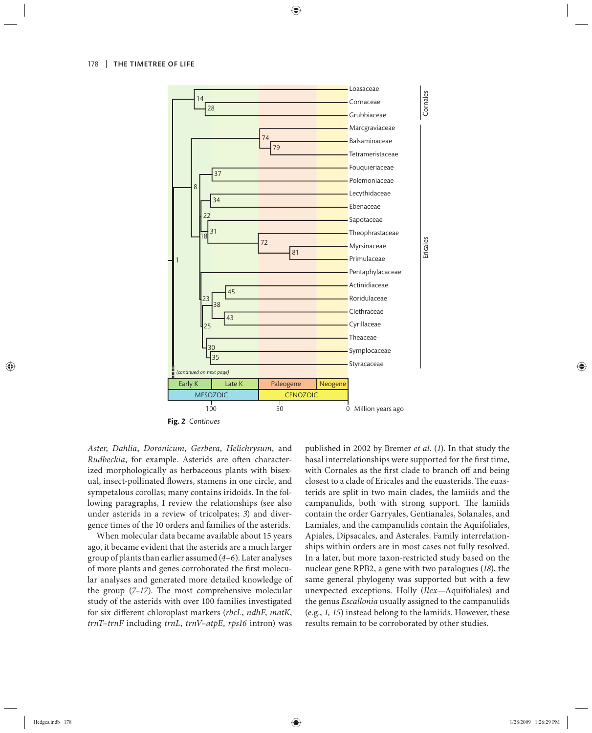Fig. 2 *Continues*

*Aster*, *Dahlia*, *Doronicum*, *Gerbera*, *Helichrysum*, and *Rudbeckia*, for example. Asterids are often characterized morphologically as herbaceous plants with bisexual, insect-pollinated flowers, stamens in one circle, and sympetalous corollas; many contains iridoids. In the following paragraphs, I review the relationships (see also under asterids in a review of tricolpates; *3*) and divergence times of the 10 orders and families of the asterids.

When molecular data became available about 15 years ago, it became evident that the asterids are a much larger group of plants than earlier assumed (*4–6*). Later analyses of more plants and genes corroborated the first molecular analyses and generated more detailed knowledge of the group (*7–17*). The most comprehensive molecular study of the asterids with over 100 families investigated for six different chloroplast markers (*rbcL*, *ndhF*, *matK*, *trnT–trnF* including *trnL*, *trnV–atpE*, *rps16* intron) was published in 2002 by Bremer *et al.* (*1*). In that study the basal interrelationships were supported for the first time, with Cornales as the first clade to branch off and being closest to a clade of Ericales and the euasterids. The euasterids are split in two main clades, the lamiids and the campanulids, both with strong support. The lamiids contain the order Garryales, Gentianales, Solanales, and Lamiales, and the campanulids contain the Aquifoliales, Apiales, Dipsacales, and Asterales. Family interrelationships within orders are in most cases not fully resolved. In a later, but more taxon-restricted study based on the nuclear gene RPB2, a gene with two paralogues (*18*), the same general phylogeny was supported but with a few unexpected exceptions. Holly (*Ilex*—Aquifoliales) and the genus *Escallonia* usually assigned to the campanulids (e.g., *1, 15*) instead belong to the lamiids. However, these results remain to be corroborated by other studies.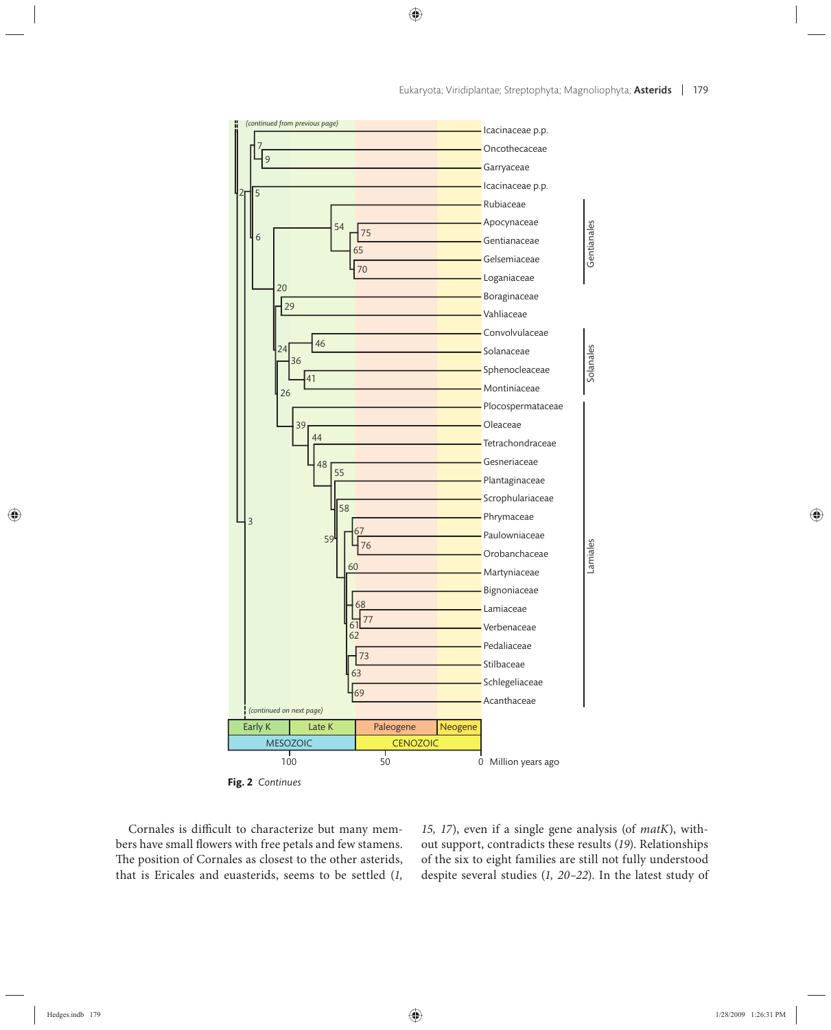**Fig. 2** *Continues*

Cornales is difficult to characterize but many members have small flowers with free petals and few stamens. The position of Cornales as closest to the other asterids, that is Ericales and euasterids, seems to be settled (*1, 15, 17*), even if a single gene analysis (of *matK*), without support, contradicts these results (*19*). Relationships of the six to eight families are still not fully understood despite several studies (*1, 20–22*). In the latest study of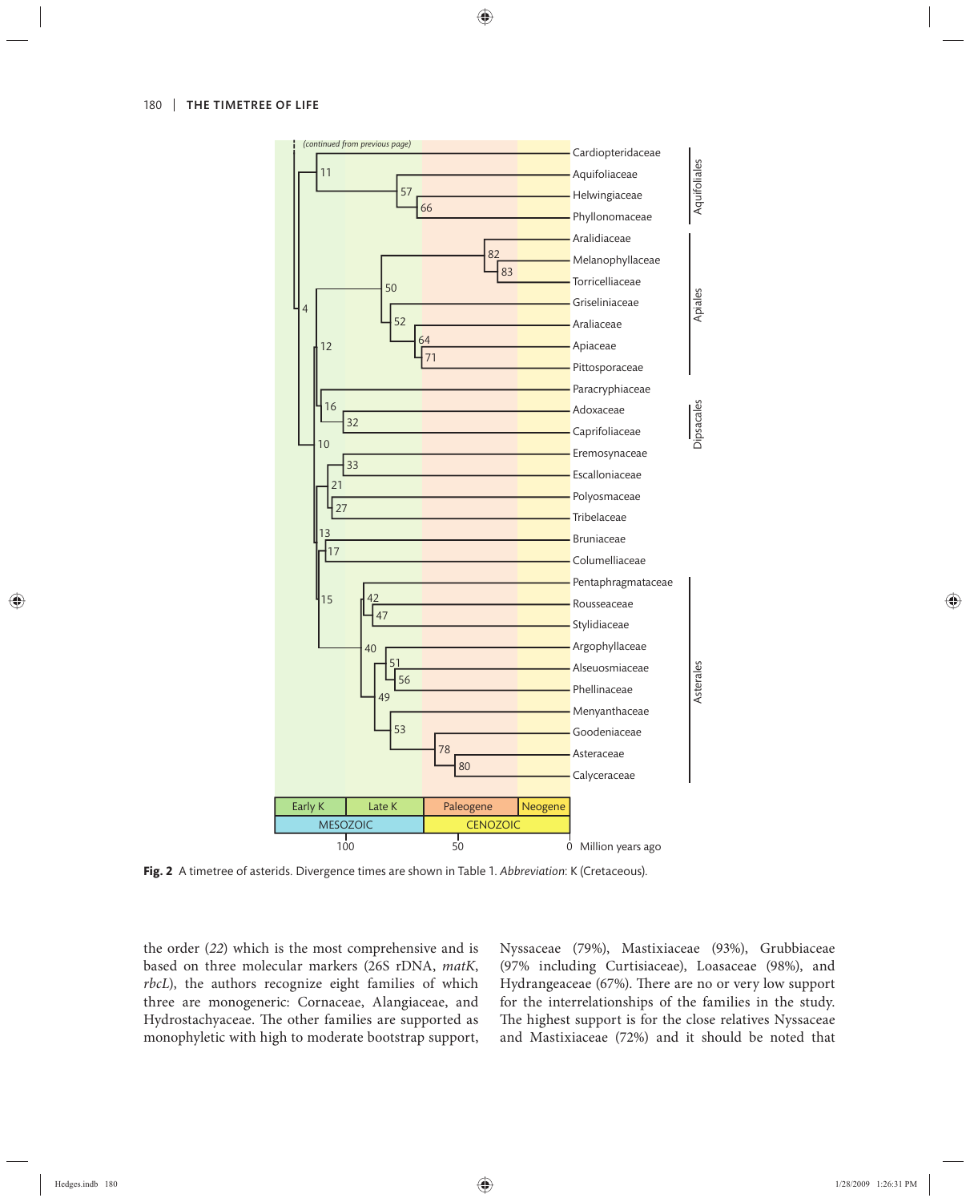**Fig. 2** A timetree of asterids. Divergence times are shown in Table 1. *Abbreviation*: K (Cretaceous).

the order (*22*) which is the most comprehensive and is based on three molecular markers (26S rDNA, *matK*, *rbcL*), the authors recognize eight families of which three are monogeneric: Cornaceae, Alangiaceae, and Hydrostachyaceae. The other families are supported as monophyletic with high to moderate bootstrap support, Nyssaceae (79%), Mastixiaceae (93%), Grubbiaceae (97% including Curtisiaceae), Loasaceae (98%), and Hydrangeaceae (67%). There are no or very low support for the interrelationships of the families in the study. The highest support is for the close relatives Nyssaceae and Mastixiaceae (72%) and it should be noted that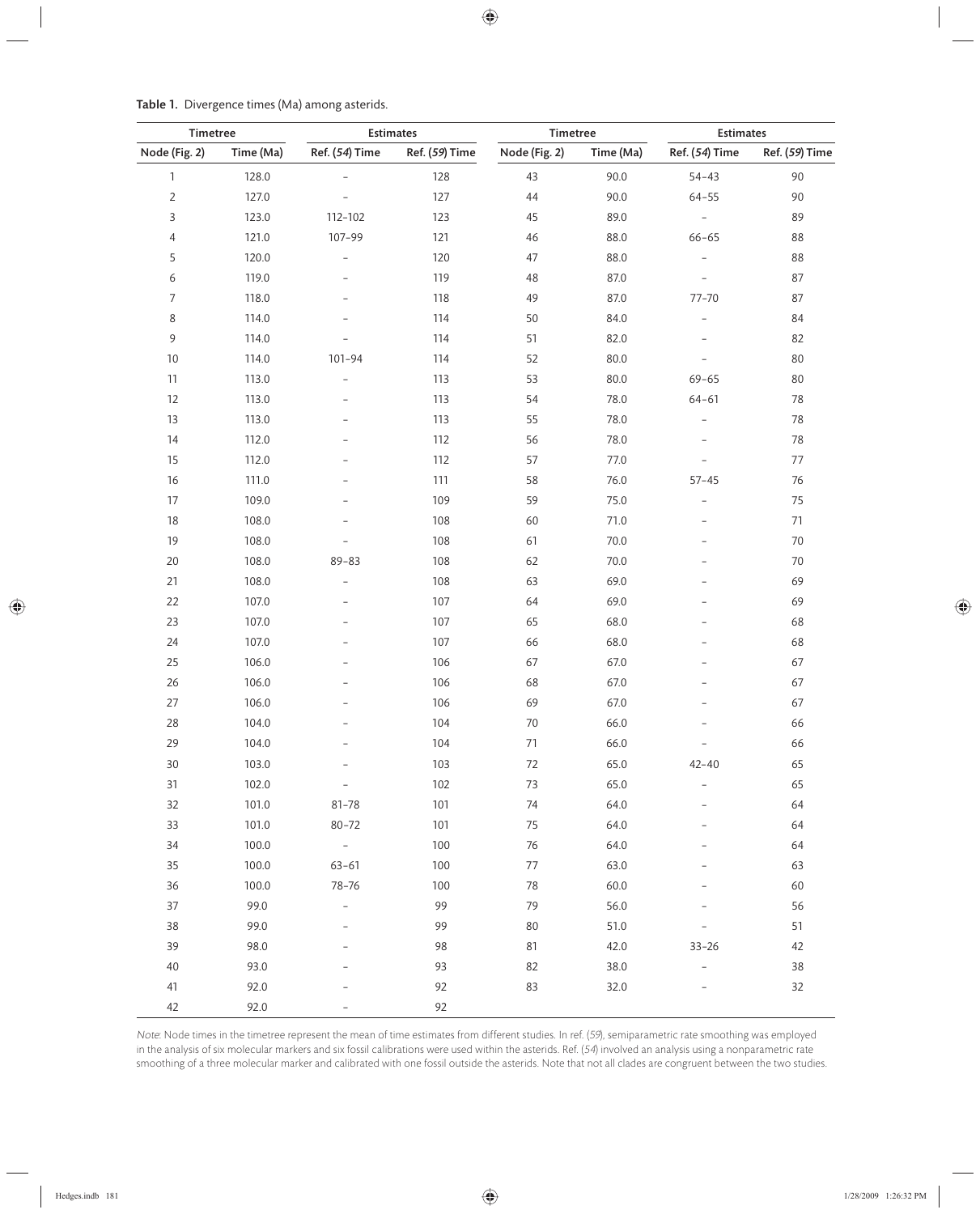**Table 1.** Divergence times (Ma) among asterids.

| Timetree | | Estimates | | Timetree | | Estimates | |
|---|---|---|---|---|---|---|---|
| Node (Fig. 2) | Time (Ma) | Ref. (*54*) Time | Ref. (*59*) Time | Node (Fig. 2) | Time (Ma) | Ref. (*54*) Time | Ref. (*59*) Time |
| 1 | 128.0 | – | 128 | 43 | 90.0 | 54–43 | 90 |
| 2 | 127.0 | – | 127 | 44 | 90.0 | 64–55 | 90 |
| 3 | 123.0 | 112–102 | 123 | 45 | 89.0 | – | 89 |
| 4 | 121.0 | 107–99 | 121 | 46 | 88.0 | 66–65 | 88 |
| 5 | 120.0 | – | 120 | 47 | 88.0 | – | 88 |
| 6 | 119.0 | – | 119 | 48 | 87.0 | – | 87 |
| 7 | 118.0 | – | 118 | 49 | 87.0 | 77–70 | 87 |
| 8 | 114.0 | – | 114 | 50 | 84.0 | – | 84 |
| 9 | 114.0 | – | 114 | 51 | 82.0 | – | 82 |
| 10 | 114.0 | 101–94 | 114 | 52 | 80.0 | – | 80 |
| 11 | 113.0 | – | 113 | 53 | 80.0 | 69–65 | 80 |
| 12 | 113.0 | – | 113 | 54 | 78.0 | 64–61 | 78 |
| 13 | 113.0 | – | 113 | 55 | 78.0 | – | 78 |
| 14 | 112.0 | – | 112 | 56 | 78.0 | – | 78 |
| 15 | 112.0 | – | 112 | 57 | 77.0 | – | 77 |
| 16 | 111.0 | – | 111 | 58 | 76.0 | 57–45 | 76 |
| 17 | 109.0 | – | 109 | 59 | 75.0 | – | 75 |
| 18 | 108.0 | – | 108 | 60 | 71.0 | – | 71 |
| 19 | 108.0 | – | 108 | 61 | 70.0 | – | 70 |
| 20 | 108.0 | 89–83 | 108 | 62 | 70.0 | – | 70 |
| 21 | 108.0 | – | 108 | 63 | 69.0 | – | 69 |
| 22 | 107.0 | – | 107 | 64 | 69.0 | – | 69 |
| 23 | 107.0 | – | 107 | 65 | 68.0 | – | 68 |
| 24 | 107.0 | – | 107 | 66 | 68.0 | – | 68 |
| 25 | 106.0 | – | 106 | 67 | 67.0 | – | 67 |
| 26 | 106.0 | – | 106 | 68 | 67.0 | – | 67 |
| 27 | 106.0 | – | 106 | 69 | 67.0 | – | 67 |
| 28 | 104.0 | – | 104 | 70 | 66.0 | – | 66 |
| 29 | 104.0 | – | 104 | 71 | 66.0 | – | 66 |
| 30 | 103.0 | – | 103 | 72 | 65.0 | 42–40 | 65 |
| 31 | 102.0 | – | 102 | 73 | 65.0 | – | 65 |
| 32 | 101.0 | 81–78 | 101 | 74 | 64.0 | – | 64 |
| 33 | 101.0 | 80–72 | 101 | 75 | 64.0 | – | 64 |
| 34 | 100.0 | – | 100 | 76 | 64.0 | – | 64 |
| 35 | 100.0 | 63–61 | 100 | 77 | 63.0 | – | 63 |
| 36 | 100.0 | 78–76 | 100 | 78 | 60.0 | – | 60 |
| 37 | 99.0 | – | 99 | 79 | 56.0 | – | 56 |
| 38 | 99.0 | – | 99 | 80 | 51.0 | – | 51 |
| 39 | 98.0 | – | 98 | 81 | 42.0 | 33–26 | 42 |
| 40 | 93.0 | – | 93 | 82 | 38.0 | – | 38 |
| 41 | 92.0 | – | 92 | 83 | 32.0 | – | 32 |
| 42 | 92.0 | – | 92 | | | | |

*Note*: Node times in the timetree represent the mean of time estimates from different studies. In ref. (*59*), semiparametric rate smoothing was employed in the analysis of six molecular markers and six fossil calibrations were used within the asterids. Ref. (*54*) involved an analysis using a nonparametric rate smoothing of a three molecular marker and calibrated with one fossil outside the asterids. Note that not all clades are congruent between the two studies.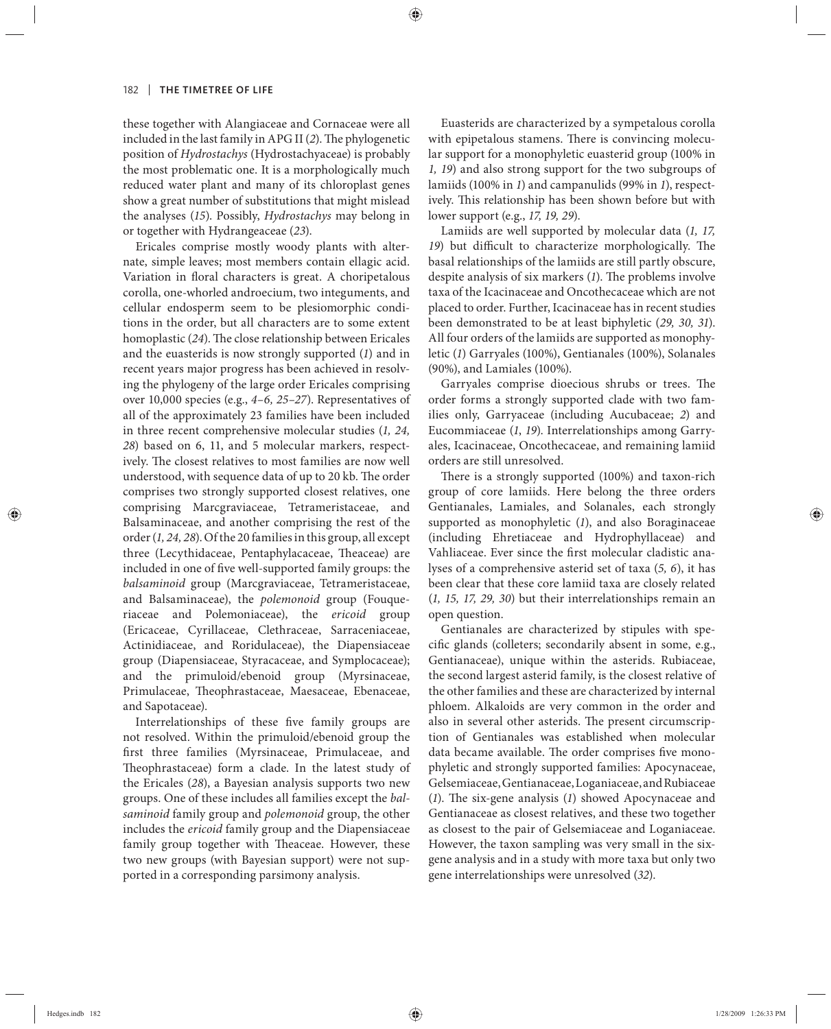these together with Alangiaceae and Cornaceae were all included in the last family in APG II (*2*). The phylogenetic position of *Hydrostachys* (Hydrostachyaceae) is probably the most problematic one. It is a morphologically much reduced water plant and many of its chloroplast genes show a great number of substitutions that might mislead the analyses (*15*). Possibly, *Hydrostachys* may belong in or together with Hydrangeaceae (*23*).

Ericales comprise mostly woody plants with alternate, simple leaves; most members contain ellagic acid. Variation in floral characters is great. A choripetalous corolla, one-whorled androecium, two integuments, and cellular endosperm seem to be plesiomorphic conditions in the order, but all characters are to some extent homoplastic (*24*). The close relationship between Ericales and the euasterids is now strongly supported (*1*) and in recent years major progress has been achieved in resolving the phylogeny of the large order Ericales comprising over 10,000 species (e.g., *4–6, 25–27*). Representatives of all of the approximately 23 families have been included in three recent comprehensive molecular studies (*1, 24, 28*) based on 6, 11, and 5 molecular markers, respectively. The closest relatives to most families are now well understood, with sequence data of up to 20 kb. The order comprises two strongly supported closest relatives, one comprising Marcgraviaceae, Tetrameristaceae, and Balsaminaceae, and another comprising the rest of the order (*1, 24, 28*). Of the 20 families in this group, all except three (Lecythidaceae, Pentaphylacaceae, Theaceae) are included in one of five well-supported family groups: the *balsaminoid* group (Marcgraviaceae, Tetrameristaceae, and Balsaminaceae), the *polemonoid* group (Fouquieriaceae and Polemoniaceae), the *ericoid* group (Ericaceae, Cyrillaceae, Clethraceae, Sarraceniaceae, Actinidiaceae, and Roridulaceae), the Diapensiaceae group (Diapensiaceae, Styracaceae, and Symplocaceae); and the primuloid/ebenoid group (Myrsinaceae, Primulaceae, Theophrastaceae, Maesaceae, Ebenaceae, and Sapotaceae).

Interrelationships of these five family groups are not resolved. Within the primuloid/ebenoid group the first three families (Myrsinaceae, Primulaceae, and Theophrastaceae) form a clade. In the latest study of the Ericales (*28*), a Bayesian analysis supports two new groups. One of these includes all families except the *balsaminoid* family group and *polemonoid* group, the other includes the *ericoid* family group and the Diapensiaceae family group together with Theaceae. However, these two new groups (with Bayesian support) were not supported in a corresponding parsimony analysis.

Euasterids are characterized by a sympetalous corolla with epipetalous stamens. There is convincing molecular support for a monophyletic euasterid group (100% in *1, 19*) and also strong support for the two subgroups of lamiids (100% in *1*) and campanulids (99% in *1*), respectively. This relationship has been shown before but with lower support (e.g., *17, 19, 29*).

Lamiids are well supported by molecular data (*1, 17, 19*) but difficult to characterize morphologically. The basal relationships of the lamiids are still partly obscure, despite analysis of six markers (*1*). The problems involve taxa of the Icacinaceae and Oncothecaceae which are not placed to order. Further, Icacinaceae has in recent studies been demonstrated to be at least biphyletic (*29, 30, 31*). All four orders of the lamiids are supported as monophyletic (*1*) Garryales (100%), Gentianales (100%), Solanales (90%), and Lamiales (100%).

Garryales comprise dioecious shrubs or trees. The order forms a strongly supported clade with two families only, Garryaceae (including Aucubaceae; *2*) and Eucommiaceae (*1, 19*). Interrelationships among Garryales, Icacinaceae, Oncothecaceae, and remaining lamiid orders are still unresolved.

There is a strongly supported (100%) and taxon-rich group of core lamiids. Here belong the three orders Gentianales, Lamiales, and Solanales, each strongly supported as monophyletic (*1*), and also Boraginaceae (including Ehretiaceae and Hydrophyllaceae) and Vahliaceae. Ever since the first molecular cladistic analyses of a comprehensive asterid set of taxa (*5, 6*), it has been clear that these core lamiid taxa are closely related (*1, 15, 17, 29, 30*) but their interrelationships remain an open question.

Gentianales are characterized by stipules with specific glands (colleters; secondarily absent in some, e.g., Gentianaceae), unique within the asterids. Rubiaceae, the second largest asterid family, is the closest relative of the other families and these are characterized by internal phloem. Alkaloids are very common in the order and also in several other asterids. The present circumscription of Gentianales was established when molecular data became available. The order comprises five monophyletic and strongly supported families: Apocynaceae, Gelsemiaceae, Gentianaceae, Loganiaceae, and Rubiaceae (*1*). The six-gene analysis (*1*) showed Apocynaceae and Gentianaceae as closest relatives, and these two together as closest to the pair of Gelsemiaceae and Loganiaceae. However, the taxon sampling was very small in the six-gene analysis and in a study with more taxa but only two gene interrelationships were unresolved (*32*).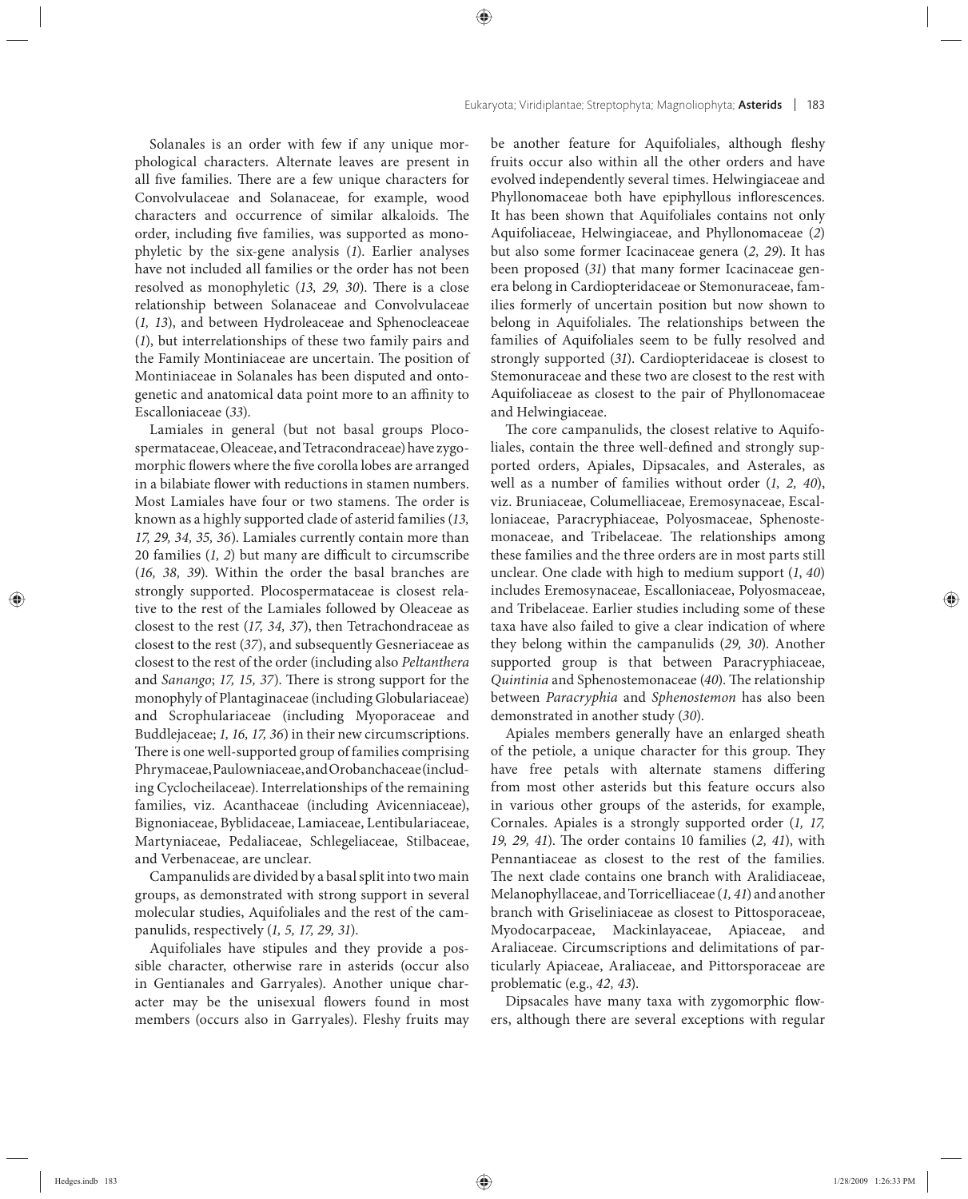Solanales is an order with few if any unique morphological characters. Alternate leaves are present in all five families. There are a few unique characters for Convolvulaceae and Solanaceae, for example, wood characters and occurrence of similar alkaloids. The order, including five families, was supported as monophyletic by the six-gene analysis (*1*). Earlier analyses have not included all families or the order has not been resolved as monophyletic (*13, 29, 30*). There is a close relationship between Solanaceae and Convolvulaceae (*1, 13*), and between Hydroleaceae and Sphenocleaceae (*1*), but interrelationships of these two family pairs and the Family Montiniaceae are uncertain. The position of Montiniaceae in Solanales has been disputed and ontogenetic and anatomical data point more to an affinity to Escalloniaceae (*33*).

Lamiales in general (but not basal groups Plocospermataceae, Oleaceae, and Tetracondraceae) have zygomorphic flowers where the five corolla lobes are arranged in a bilabiate flower with reductions in stamen numbers. Most Lamiales have four or two stamens. The order is known as a highly supported clade of asterid families (*13, 17, 29, 34, 35, 36*). Lamiales currently contain more than 20 families (*1, 2*) but many are difficult to circumscribe (*16, 38, 39*). Within the order the basal branches are strongly supported. Plocospermataceae is closest relative to the rest of the Lamiales followed by Oleaceae as closest to the rest (*17, 34, 37*), then Tetrachondraceae as closest to the rest (*37*), and subsequently Gesneriaceae as closest to the rest of the order (including also *Peltanthera* and *Sanango*; *17, 15, 37*). There is strong support for the monophyly of Plantaginaceae (including Globulariaceae) and Scrophulariaceae (including Myoporaceae and Buddlejaceae; *1, 16, 17, 36*) in their new circumscriptions. There is one well-supported group of families comprising Phrymaceae, Paulowniaceae, and Orobanchaceae (including Cyclocheilaceae). Interrelationships of the remaining families, viz. Acanthaceae (including Avicenniaceae), Bignoniaceae, Byblidaceae, Lamiaceae, Lentibulariaceae, Martyniaceae, Pedaliaceae, Schlegeliaceae, Stilbaceae, and Verbenaceae, are unclear.

Campanulids are divided by a basal split into two main groups, as demonstrated with strong support in several molecular studies, Aquifoliales and the rest of the campanulids, respectively (*1, 5, 17, 29, 31*).

Aquifoliales have stipules and they provide a possible character, otherwise rare in asterids (occur also in Gentianales and Garryales). Another unique character may be the unisexual flowers found in most members (occurs also in Garryales). Fleshy fruits may be another feature for Aquifoliales, although fleshy fruits occur also within all the other orders and have evolved independently several times. Helwingiaceae and Phyllonomaceae both have epiphyllous inflorescences. It has been shown that Aquifoliales contains not only Aquifoliaceae, Helwingiaceae, and Phyllonomaceae (*2*) but also some former Icacinaceae genera (*2, 29*). It has been proposed (*31*) that many former Icacinaceae genera belong in Cardiopteridaceae or Stemonuraceae, families formerly of uncertain position but now shown to belong in Aquifoliales. The relationships between the families of Aquifoliales seem to be fully resolved and strongly supported (*31*). Cardiopteridaceae is closest to Stemonuraceae and these two are closest to the rest with Aquifoliaceae as closest to the pair of Phyllonomaceae and Helwingiaceae.

The core campanulids, the closest relative to Aquifoliales, contain the three well-defined and strongly supported orders, Apiales, Dipsacales, and Asterales, as well as a number of families without order (*1, 2, 40*), viz. Bruniaceae, Columelliaceae, Eremosynaceae, Escalloniaceae, Paracryphiaceae, Polyosmaceae, Sphenostemonaceae, and Tribelaceae. The relationships among these families and the three orders are in most parts still unclear. One clade with high to medium support (*1, 40*) includes Eremosynaceae, Escalloniaceae, Polyosmaceae, and Tribelaceae. Earlier studies including some of these taxa have also failed to give a clear indication of where they belong within the campanulids (*29, 30*). Another supported group is that between Paracryphiaceae, *Quintinia* and Sphenostemonaceae (*40*). The relationship between *Paracryphia* and *Sphenostemon* has also been demonstrated in another study (*30*).

Apiales members generally have an enlarged sheath of the petiole, a unique character for this group. They have free petals with alternate stamens differing from most other asterids but this feature occurs also in various other groups of the asterids, for example, Cornales. Apiales is a strongly supported order (*1, 17, 19, 29, 41*). The order contains 10 families (*2, 41*), with Pennantiaceae as closest to the rest of the families. The next clade contains one branch with Aralidiaceae, Melanophyllaceae, and Torricelliaceae (*1, 41*) and another branch with Griseliniaceae as closest to Pittosporaceae, Myodocarpaceae, Mackinlayaceae, Apiaceae, and Araliaceae. Circumscriptions and delimitations of particularly Apiaceae, Araliaceae, and Pittorsporaceae are problematic (e.g., *42, 43*).

Dipsacales have many taxa with zygomorphic flowers, although there are several exceptions with regular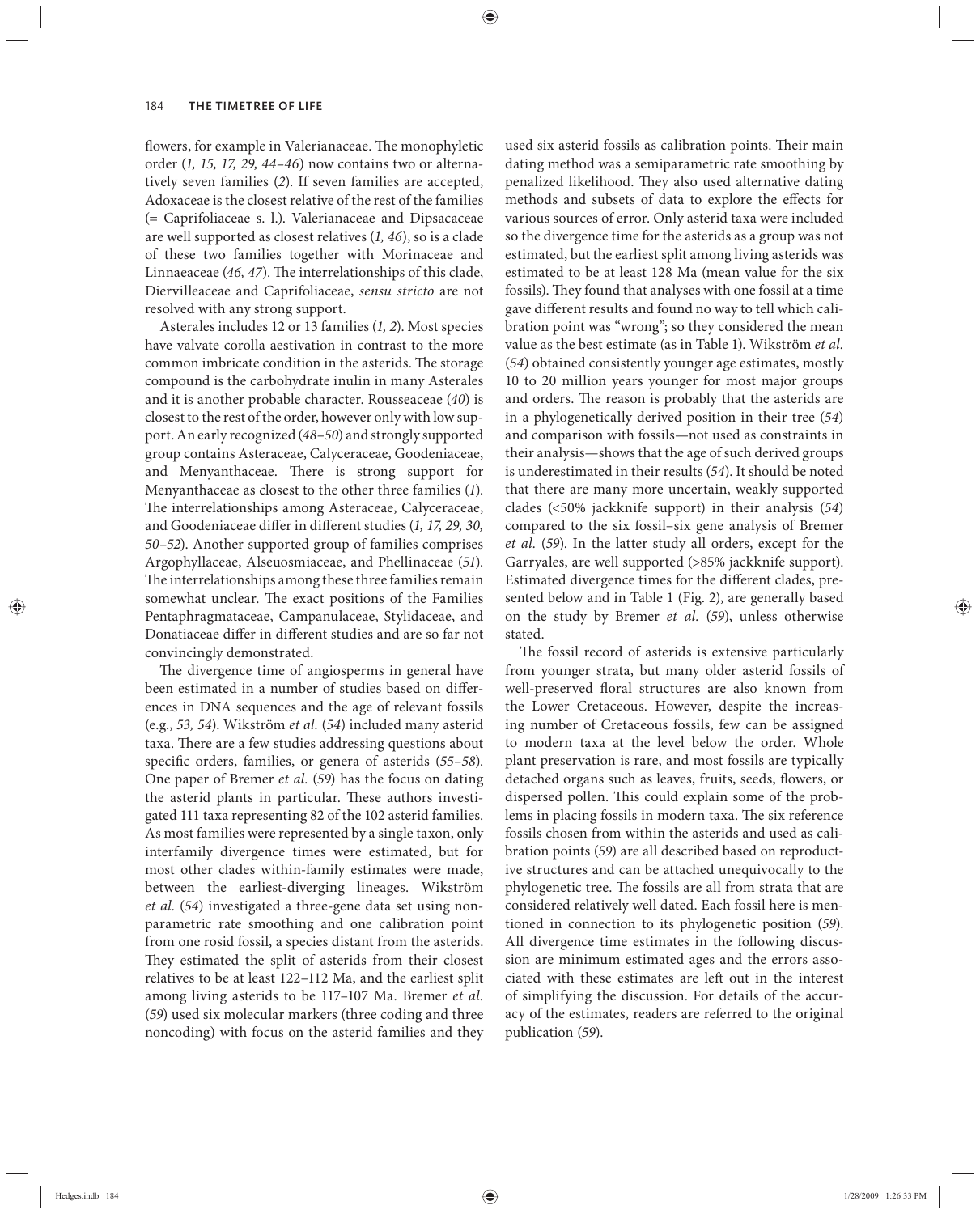flowers, for example in Valerianaceae. The monophyletic order (*1, 15, 17, 29, 44–46*) now contains two or alternatively seven families (*2*). If seven families are accepted, Adoxaceae is the closest relative of the rest of the families (= Caprifoliaceae s. l.). Valerianaceae and Dipsacaceae are well supported as closest relatives (*1, 46*), so is a clade of these two families together with Morinaceae and Linnaeaceae (*46, 47*). The interrelationships of this clade, Diervilleaceae and Caprifoliaceae, *sensu stricto* are not resolved with any strong support.

Asterales includes 12 or 13 families (*1, 2*). Most species have valvate corolla aestivation in contrast to the more common imbricate condition in the asterids. The storage compound is the carbohydrate inulin in many Asterales and it is another probable character. Rousseaceae (*40*) is closest to the rest of the order, however only with low support. An early recognized (*48–50*) and strongly supported group contains Asteraceae, Calyceraceae, Goodeniaceae, and Menyanthaceae. There is strong support for Menyanthaceae as closest to the other three families (*1*). The interrelationships among Asteraceae, Calyceraceae, and Goodeniaceae differ in different studies (*1, 17, 29, 30, 50–52*). Another supported group of families comprises Argophyllaceae, Alseuosmiaceae, and Phellinaceae (*51*). The interrelationships among these three families remain somewhat unclear. The exact positions of the Families Pentaphragmataceae, Campanulaceae, Stylidaceae, and Donatiaceae differ in different studies and are so far not convincingly demonstrated.

The divergence time of angiosperms in general have been estimated in a number of studies based on differences in DNA sequences and the age of relevant fossils (e.g., *53, 54*). Wikström *et al.* (*54*) included many asterid taxa. There are a few studies addressing questions about specific orders, families, or genera of asterids (*55–58*). One paper of Bremer *et al.* (*59*) has the focus on dating the asterid plants in particular. These authors investigated 111 taxa representing 82 of the 102 asterid families. As most families were represented by a single taxon, only interfamily divergence times were estimated, but for most other clades within-family estimates were made, between the earliest-diverging lineages. Wikström *et al.* (*54*) investigated a three-gene data set using nonparametric rate smoothing and one calibration point from one rosid fossil, a species distant from the asterids. They estimated the split of asterids from their closest relatives to be at least 122–112 Ma, and the earliest split among living asterids to be 117–107 Ma. Bremer *et al.* (*59*) used six molecular markers (three coding and three noncoding) with focus on the asterid families and they used six asterid fossils as calibration points. Their main dating method was a semiparametric rate smoothing by penalized likelihood. They also used alternative dating methods and subsets of data to explore the effects for various sources of error. Only asterid taxa were included so the divergence time for the asterids as a group was not estimated, but the earliest split among living asterids was estimated to be at least 128 Ma (mean value for the six fossils). They found that analyses with one fossil at a time gave different results and found no way to tell which calibration point was "wrong"; so they considered the mean value as the best estimate (as in Table 1). Wikström *et al.* (*54*) obtained consistently younger age estimates, mostly 10 to 20 million years younger for most major groups and orders. The reason is probably that the asterids are in a phylogenetically derived position in their tree (*54*) and comparison with fossils—not used as constraints in their analysis—shows that the age of such derived groups is underestimated in their results (*54*). It should be noted that there are many more uncertain, weakly supported clades (<50% jackknife support) in their analysis (*54*) compared to the six fossil–six gene analysis of Bremer *et al.* (*59*). In the latter study all orders, except for the Garryales, are well supported (>85% jackknife support). Estimated divergence times for the different clades, presented below and in Table 1 (Fig. 2), are generally based on the study by Bremer *et al.* (*59*), unless otherwise stated.

The fossil record of asterids is extensive particularly from younger strata, but many older asterid fossils of well-preserved floral structures are also known from the Lower Cretaceous. However, despite the increasing number of Cretaceous fossils, few can be assigned to modern taxa at the level below the order. Whole plant preservation is rare, and most fossils are typically detached organs such as leaves, fruits, seeds, flowers, or dispersed pollen. This could explain some of the problems in placing fossils in modern taxa. The six reference fossils chosen from within the asterids and used as calibration points (*59*) are all described based on reproductive structures and can be attached unequivocally to the phylogenetic tree. The fossils are all from strata that are considered relatively well dated. Each fossil here is mentioned in connection to its phylogenetic position (*59*). All divergence time estimates in the following discussion are minimum estimated ages and the errors associated with these estimates are left out in the interest of simplifying the discussion. For details of the accuracy of the estimates, readers are referred to the original publication (*59*).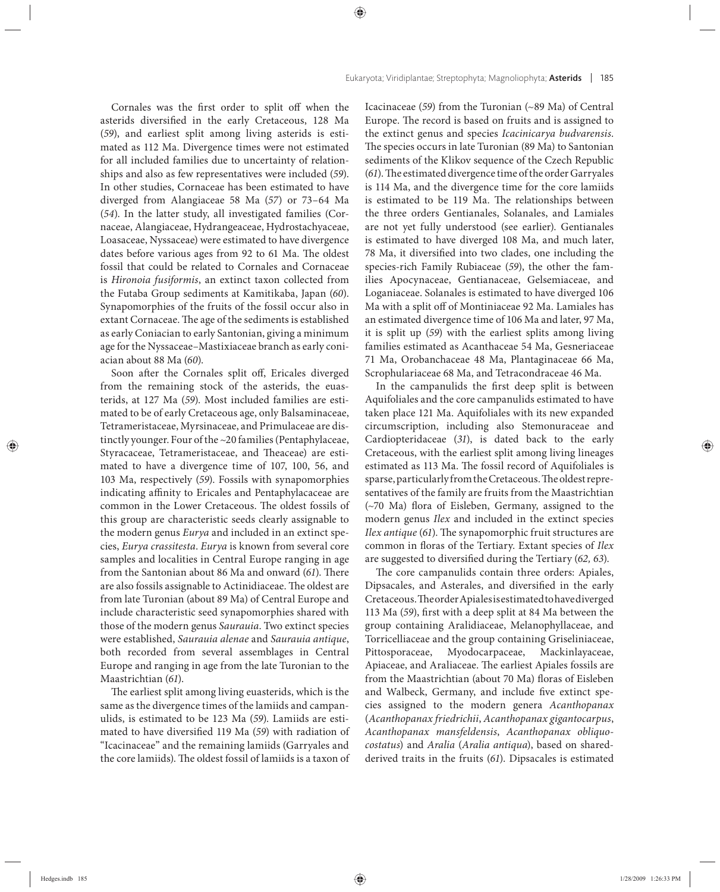Cornales was the first order to split off when the asterids diversified in the early Cretaceous, 128 Ma (*59*), and earliest split among living asterids is estimated as 112 Ma. Divergence times were not estimated for all included families due to uncertainty of relationships and also as few representatives were included (*59*). In other studies, Cornaceae has been estimated to have diverged from Alangiaceae 58 Ma (*57*) or 73–64 Ma (*54*). In the latter study, all investigated families (Cornaceae, Alangiaceae, Hydrangeaceae, Hydrostachyaceae, Loasaceae, Nyssaceae) were estimated to have divergence dates before various ages from 92 to 61 Ma. The oldest fossil that could be related to Cornales and Cornaceae is *Hironoia fusiformis*, an extinct taxon collected from the Futaba Group sediments at Kamitikaba, Japan (*60*). Synapomorphies of the fruits of the fossil occur also in extant Cornaceae. The age of the sediments is established as early Coniacian to early Santonian, giving a minimum age for the Nyssaceae–Mastixiaceae branch as early coniacian about 88 Ma (*60*).

Soon after the Cornales split off, Ericales diverged from the remaining stock of the asterids, the euasterids, at 127 Ma (*59*). Most included families are estimated to be of early Cretaceous age, only Balsaminaceae, Tetrameristaceae, Myrsinaceae, and Primulaceae are distinctly younger. Four of the ~20 families (Pentaphylaceae, Styracaceae, Tetrameristaceae, and Theaceae) are estimated to have a divergence time of 107, 100, 56, and 103 Ma, respectively (*59*). Fossils with synapomorphies indicating affinity to Ericales and Pentaphylacaceae are common in the Lower Cretaceous. The oldest fossils of this group are characteristic seeds clearly assignable to the modern genus *Eurya* and included in an extinct species, *Eurya crassitesta*. *Eurya* is known from several core samples and localities in Central Europe ranging in age from the Santonian about 86 Ma and onward (*61*). There are also fossils assignable to Actinidiaceae. The oldest are from late Turonian (about 89 Ma) of Central Europe and include characteristic seed synapomorphies shared with those of the modern genus *Saurauia*. Two extinct species were established, *Saurauia alenae* and *Saurauia antique*, both recorded from several assemblages in Central Europe and ranging in age from the late Turonian to the Maastrichtian (*61*).

The earliest split among living euasterids, which is the same as the divergence times of the lamiids and campanulids, is estimated to be 123 Ma (*59*). Lamiids are estimated to have diversified 119 Ma (*59*) with radiation of "Icacinaceae" and the remaining lamiids (Garryales and the core lamiids). The oldest fossil of lamiids is a taxon of Icacinaceae (*59*) from the Turonian (~89 Ma) of Central Europe. The record is based on fruits and is assigned to the extinct genus and species *Icacinicarya budvarensis*. The species occurs in late Turonian (89 Ma) to Santonian sediments of the Klikov sequence of the Czech Republic (*61*). The estimated divergence time of the order Garryales is 114 Ma, and the divergence time for the core lamiids is estimated to be 119 Ma. The relationships between the three orders Gentianales, Solanales, and Lamiales are not yet fully understood (see earlier). Gentianales is estimated to have diverged 108 Ma, and much later, 78 Ma, it diversified into two clades, one including the species-rich Family Rubiaceae (*59*), the other the families Apocynaceae, Gentianaceae, Gelsemiaceae, and Loganiaceae. Solanales is estimated to have diverged 106 Ma with a split off of Montiniaceae 92 Ma. Lamiales has an estimated divergence time of 106 Ma and later, 97 Ma, it is split up (*59*) with the earliest splits among living families estimated as Acanthaceae 54 Ma, Gesneriaceae 71 Ma, Orobanchaceae 48 Ma, Plantaginaceae 66 Ma, Scrophulariaceae 68 Ma, and Tetracondraceae 46 Ma.

In the campanulids the first deep split is between Aquifoliales and the core campanulids estimated to have taken place 121 Ma. Aquifoliales with its new expanded circumscription, including also Stemonuraceae and Cardiopteridaceae (*31*), is dated back to the early Cretaceous, with the earliest split among living lineages estimated as 113 Ma. The fossil record of Aquifoliales is sparse, particularly from the Cretaceous. The oldest representatives of the family are fruits from the Maastrichtian (~70 Ma) flora of Eisleben, Germany, assigned to the modern genus *Ilex* and included in the extinct species *Ilex antique* (*61*). The synapomorphic fruit structures are common in floras of the Tertiary. Extant species of *Ilex* are suggested to diversified during the Tertiary (*62, 63*).

The core campanulids contain three orders: Apiales, Dipsacales, and Asterales, and diversified in the early Cretaceous. The order Apiales is estimated to have diverged 113 Ma (*59*), first with a deep split at 84 Ma between the group containing Aralidiaceae, Melanophyllaceae, and Torricelliaceae and the group containing Griseliniaceae, Pittosporaceae, Myodocarpaceae, Mackinlayaceae, Apiaceae, and Araliaceae. The earliest Apiales fossils are from the Maastrichtian (about 70 Ma) floras of Eisleben and Walbeck, Germany, and include five extinct species assigned to the modern genera *Acanthopanax* (*Acanthopanax friedrichii*, *Acanthopanax gigantocarpus*, *Acanthopanax mansfeldensis*, *Acanthopanax obliquocostatus*) and *Aralia* (*Aralia antiqua*), based on shared-derived traits in the fruits (*61*). Dipsacales is estimated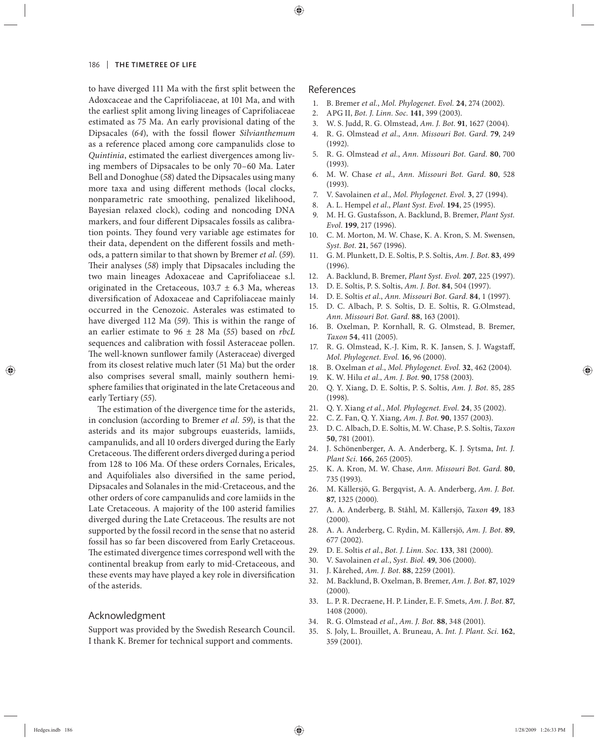to have diverged 111 Ma with the first split between the Adoxcaceae and the Caprifoliaceae, at 101 Ma, and with the earliest split among living lineages of Caprifoliaceae estimated as 75 Ma. An early provisional dating of the Dipsacales (*64*), with the fossil flower *Silvianthemum* as a reference placed among core campanulids close to *Quintinia*, estimated the earliest divergences among living members of Dipsacales to be only 70–60 Ma. Later Bell and Donoghue (*58*) dated the Dipsacales using many more taxa and using different methods (local clocks, nonparametric rate smoothing, penalized likelihood, Bayesian relaxed clock), coding and noncoding DNA markers, and four different Dipsacales fossils as calibration points. They found very variable age estimates for their data, dependent on the different fossils and methods, a pattern similar to that shown by Bremer *et al.* (*59*). Their analyses (*58*) imply that Dipsacales including the two main lineages Adoxaceae and Caprifoliaceae s.l. originated in the Cretaceous, 103.7 ± 6.3 Ma, whereas diversification of Adoxaceae and Caprifoliaceae mainly occurred in the Cenozoic. Asterales was estimated to have diverged 112 Ma (*59*). This is within the range of an earlier estimate to 96 ± 28 Ma (*55*) based on *rbcL* sequences and calibration with fossil Asteraceae pollen. The well-known sunflower family (Asteraceae) diverged from its closest relative much later (51 Ma) but the order also comprises several small, mainly southern hemisphere families that originated in the late Cretaceous and early Tertiary (*55*).

The estimation of the divergence time for the asterids, in conclusion (according to Bremer *et al. 59*), is that the asterids and its major subgroups euasterids, lamiids, campanulids, and all 10 orders diverged during the Early Cretaceous. The different orders diverged during a period from 128 to 106 Ma. Of these orders Cornales, Ericales, and Aquifoliales also diversified in the same period, Dipsacales and Solanales in the mid-Cretaceous, and the other orders of core campanulids and core lamiids in the Late Cretaceous. A majority of the 100 asterid families diverged during the Late Cretaceous. The results are not supported by the fossil record in the sense that no asterid fossil has so far been discovered from Early Cretaceous. The estimated divergence times correspond well with the continental breakup from early to mid-Cretaceous, and these events may have played a key role in diversification of the asterids.

## Acknowledgment

Support was provided by the Swedish Research Council. I thank K. Bremer for technical support and comments.

## References

1. B. Bremer *et al.*, *Mol. Phylogenet. Evol.* **24**, 274 (2002).
2. APG II, *Bot. J. Linn. Soc.* **141**, 399 (2003).
3. W. S. Judd, R. G. Olmstead, *Am. J. Bot.* **91**, 1627 (2004).
4. R. G. Olmstead *et al.*, *Ann. Missouri Bot. Gard.* **79**, 249 (1992).
5. R. G. Olmstead *et al.*, *Ann. Missouri Bot. Gard.* **80**, 700 (1993).
6. M. W. Chase *et al.*, *Ann. Missouri Bot. Gard.* **80**, 528 (1993).
7. V. Savolainen *et al.*, *Mol. Phylogenet. Evol.* **3**, 27 (1994).
8. A. L. Hempel *et al.*, *Plant Syst. Evol.* **194**, 25 (1995).
9. M. H. G. Gustafsson, A. Backlund, B. Bremer, *Plant Syst. Evol.* **199**, 217 (1996).
10. C. M. Morton, M. W. Chase, K. A. Kron, S. M. Swensen, *Syst. Bot.* **21**, 567 (1996).
11. G. M. Plunkett, D. E. Soltis, P. S. Soltis, *Am. J. Bot.* **83**, 499 (1996).
12. A. Backlund, B. Bremer, *Plant Syst. Evol.* **207**, 225 (1997).
13. D. E. Soltis, P. S. Soltis, *Am. J. Bot.* **84**, 504 (1997).
14. D. E. Soltis *et al.*, *Ann. Missouri Bot. Gard.* **84**, 1 (1997).
15. D. C. Albach, P. S. Soltis, D. E. Soltis, R. G.Olmstead, *Ann. Missouri Bot. Gard.* **88**, 163 (2001).
16. B. Oxelman, P. Kornhall, R. G. Olmstead, B. Bremer, *Taxon* **54**, 411 (2005).
17. R. G. Olmstead, K.-J. Kim, R. K. Jansen, S. J. Wagstaff, *Mol. Phylogenet. Evol.* **16**, 96 (2000).
18. B. Oxelman *et al.*, *Mol. Phylogenet. Evol.* **32**, 462 (2004).
19. K. W. Hilu *et al.*, *Am. J. Bot.* **90**, 1758 (2003).
20. Q. Y. Xiang, D. E. Soltis, P. S. Soltis, *Am. J. Bot.* 85, 285 (1998).
21. Q. Y. Xiang *et al.*, *Mol. Phylogenet. Evol.* **24**, 35 (2002).
22. C. Z. Fan, Q. Y. Xiang, *Am. J. Bot.* **90**, 1357 (2003).
23. D. C. Albach, D. E. Soltis, M. W. Chase, P. S. Soltis, *Taxon* **50**, 781 (2001).
24. J. Schönenberger, A. A. Anderberg, K. J. Sytsma, *Int. J. Plant Sci.* **166**, 265 (2005).
25. K. A. Kron, M. W. Chase, *Ann. Missouri Bot. Gard.* **80**, 735 (1993).
26. M. Källersjö, G. Bergqvist, A. A. Anderberg, *Am. J. Bot.* **87**, 1325 (2000).
27. A. A. Anderberg, B. Ståhl, M. Källersjö, *Taxon* **49**, 183 (2000).
28. A. A. Anderberg, C. Rydin, M. Källersjö, *Am. J. Bot.* **89**, 677 (2002).
29. D. E. Soltis *et al.*, *Bot. J. Linn. Soc.* **133**, 381 (2000).
30. V. Savolainen *et al.*, *Syst. Biol.* **49**, 306 (2000).
31. J. Kårehed, *Am. J. Bot.* **88**, 2259 (2001).
32. M. Backlund, B. Oxelman, B. Bremer, *Am. J. Bot.* **87**, 1029 (2000).
33. L. P. R. Decraene, H. P. Linder, E. F. Smets, *Am. J. Bot.* **87**, 1408 (2000).
34. R. G. Olmstead *et al.*, *Am. J. Bot.* **88**, 348 (2001).
35. S. Joly, L. Brouillet, A. Bruneau, *Int. J. Plant. Sci.* **162**, 359 (2001).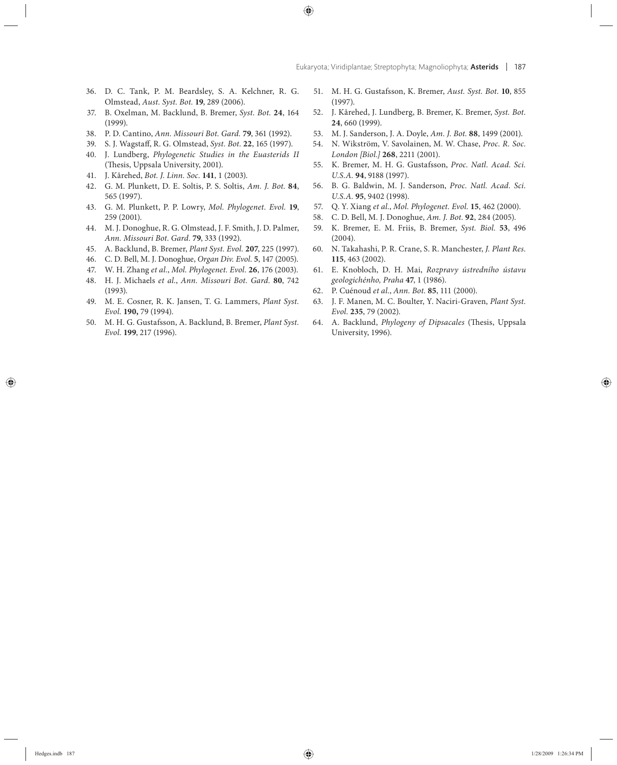36. D. C. Tank, P. M. Beardsley, S. A. Kelchner, R. G. Olmstead, *Aust. Syst. Bot.* **19**, 289 (2006).
37. B. Oxelman, M. Backlund, B. Bremer, *Syst. Bot.* **24**, 164 (1999).
38. P. D. Cantino, *Ann. Missouri Bot. Gard.* **79**, 361 (1992).
39. S. J. Wagstaff, R. G. Olmstead, *Syst. Bot.* **22**, 165 (1997).
40. J. Lundberg, *Phylogenetic Studies in the Euasterids II* (Thesis, Uppsala University, 2001).
41. J. Kårehed, *Bot. J. Linn. Soc.* **141**, 1 (2003).
42. G. M. Plunkett, D. E. Soltis, P. S. Soltis, *Am. J. Bot.* **84**, 565 (1997).
43. G. M. Plunkett, P. P. Lowry, *Mol. Phylogenet. Evol.* **19**, 259 (2001).
44. M. J. Donoghue, R. G. Olmstead, J. F. Smith, J. D. Palmer, *Ann. Missouri Bot. Gard.* **79**, 333 (1992).
45. A. Backlund, B. Bremer, *Plant Syst. Evol.* **207**, 225 (1997).
46. C. D. Bell, M. J. Donoghue, *Organ Div. Evol.* **5**, 147 (2005).
47. W. H. Zhang *et al.*, *Mol. Phylogenet. Evol.* **26**, 176 (2003).
48. H. J. Michaels *et al.*, *Ann. Missouri Bot. Gard.* **80**, 742 (1993).
49. M. E. Cosner, R. K. Jansen, T. G. Lammers, *Plant Syst. Evol.* **190,** 79 (1994).
50. M. H. G. Gustafsson, A. Backlund, B. Bremer, *Plant Syst. Evol.* **199**, 217 (1996).
51. M. H. G. Gustafsson, K. Bremer, *Aust. Syst. Bot.* **10**, 855 (1997).
52. J. Kårehed, J. Lundberg, B. Bremer, K. Bremer, *Syst. Bot.* **24**, 660 (1999).
53. M. J. Sanderson, J. A. Doyle, *Am. J. Bot.* **88**, 1499 (2001).
54. N. Wikström, V. Savolainen, M. W. Chase, *Proc. R. Soc. London [Biol.]* **268**, 2211 (2001).
55. K. Bremer, M. H. G. Gustafsson, *Proc. Natl. Acad. Sci. U.S.A.* **94**, 9188 (1997).
56. B. G. Baldwin, M. J. Sanderson, *Proc. Natl. Acad. Sci. U.S.A.* **95**, 9402 (1998).
57. Q. Y. Xiang *et al.*, *Mol. Phylogenet. Evol.* **15**, 462 (2000).
58. C. D. Bell, M. J. Donoghue, *Am. J. Bot.* **92**, 284 (2005).
59. K. Bremer, E. M. Friis, B. Bremer, *Syst. Biol.* **53**, 496 (2004).
60. N. Takahashi, P. R. Crane, S. R. Manchester, *J. Plant Res.* **115**, 463 (2002).
61. E. Knobloch, D. H. Mai, *Rozpravy ústredního ústavu geologichénho, Praha* **47**, 1 (1986).
62. P. Cuénoud *et al.*, *Ann. Bot.* **85**, 111 (2000).
63. J. F. Manen, M. C. Boulter, Y. Naciri-Graven, *Plant Syst. Evol.* **235**, 79 (2002).
64. A. Backlund, *Phylogeny of Dipsacales* (Thesis, Uppsala University, 1996).